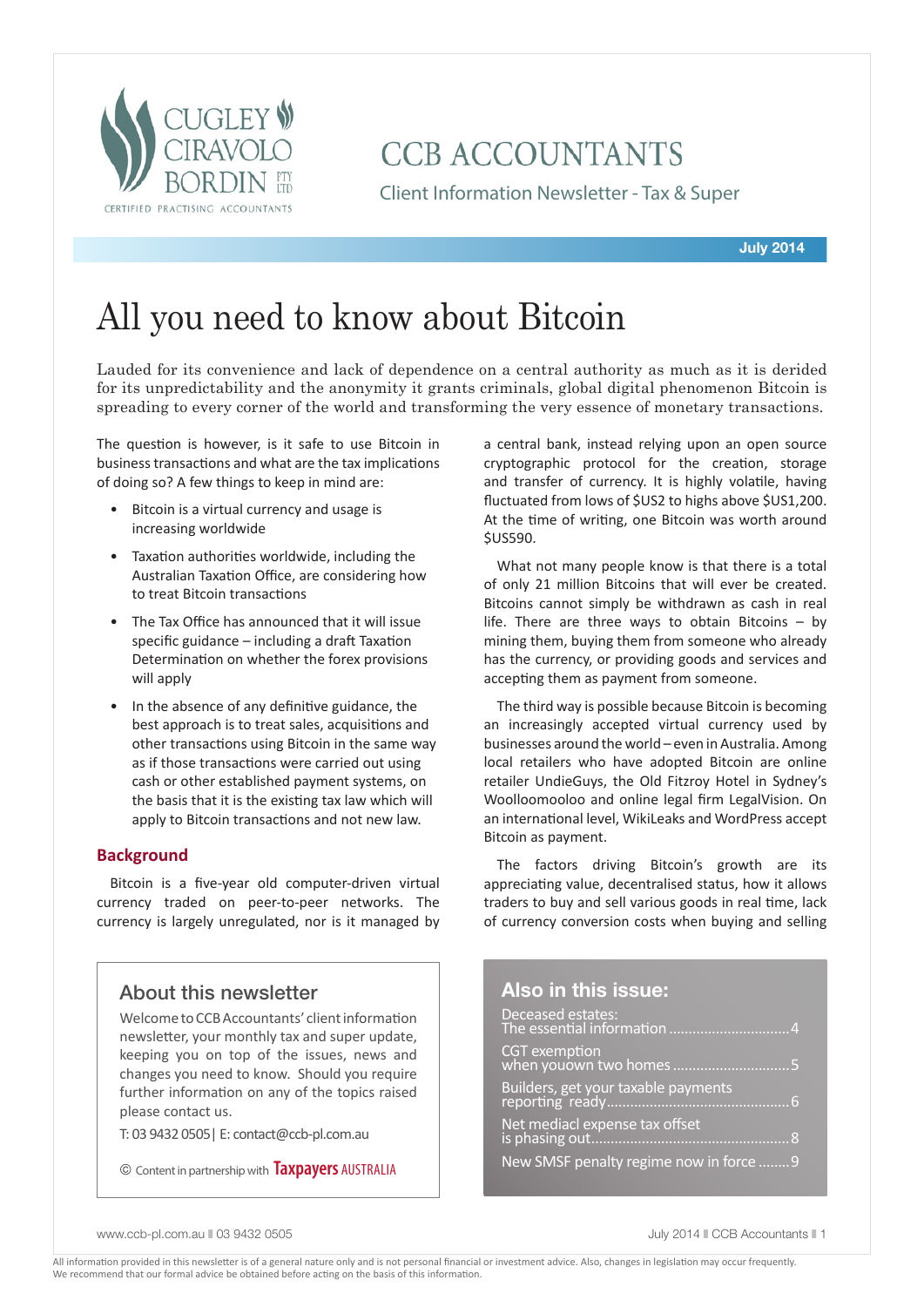CUGLEY CIRAVOLO BORDIN PTY LTD

CERTIFIED PRACTISING ACCOUNTANTS

# CCB ACCOUNTANTS

Client Information Newsletter - Tax & Super

**July 2014**

# All you need to know about Bitcoin

Lauded for its convenience and lack of dependence on a central authority as much as it is derided for its unpredictability and the anonymity it grants criminals, global digital phenomenon Bitcoin is spreading to every corner of the world and transforming the very essence of monetary transactions.

The question is however, is it safe to use Bitcoin in business transactions and what are the tax implications of doing so? A few things to keep in mind are:

- Bitcoin is a virtual currency and usage is increasing worldwide
- Taxation authorities worldwide, including the Australian Taxation Office, are considering how to treat Bitcoin transactions
- The Tax Office has announced that it will issue specific guidance – including a draft Taxation Determination on whether the forex provisions will apply
- In the absence of any definitive guidance, the best approach is to treat sales, acquisitions and other transactions using Bitcoin in the same way as if those transactions were carried out using cash or other established payment systems, on the basis that it is the existing tax law which will apply to Bitcoin transactions and not new law.

## Background

Bitcoin is a five-year old computer-driven virtual currency traded on peer-to-peer networks. The currency is largely unregulated, nor is it managed by a central bank, instead relying upon an open source cryptographic protocol for the creation, storage and transfer of currency. It is highly volatile, having fluctuated from lows of $US2 to highs above $US1,200. At the time of writing, one Bitcoin was worth around $US590.

What not many people know is that there is a total of only 21 million Bitcoins that will ever be created. Bitcoins cannot simply be withdrawn as cash in real life. There are three ways to obtain Bitcoins – by mining them, buying them from someone who already has the currency, or providing goods and services and accepting them as payment from someone.

The third way is possible because Bitcoin is becoming an increasingly accepted virtual currency used by businesses around the world – even in Australia. Among local retailers who have adopted Bitcoin are online retailer UndieGuys, the Old Fitzroy Hotel in Sydney's Woolloomooloo and online legal firm LegalVision. On an international level, WikiLeaks and WordPress accept Bitcoin as payment.

The factors driving Bitcoin's growth are its appreciating value, decentralised status, how it allows traders to buy and sell various goods in real time, lack of currency conversion costs when buying and selling

## About this newsletter

Welcome to CCB Accountants' client information newsletter, your monthly tax and super update, keeping you on top of the issues, news and changes you need to know. Should you require further information on any of the topics raised please contact us.

T: 03 9432 0505 | E: contact@ccb-pl.com.au

© Content in partnership with Taxpayers AUSTRALIA

## Also in this issue:

- Deceased estates: The essential information ....4
- CGT exemption when youown two homes ....5
- Builders, get your taxable payments reporting ready ....6
- Net mediacl expense tax offset is phasing out ....8
- New SMSF penalty regime now in force ....9

www.ccb-pl.com.au ▮ 03 9432 0505

All information provided in this newsletter is of a general nature only and is not personal financial or investment advice. Also, changes in legislation may occur frequently. We recommend that our formal advice be obtained before acting on the basis of this information.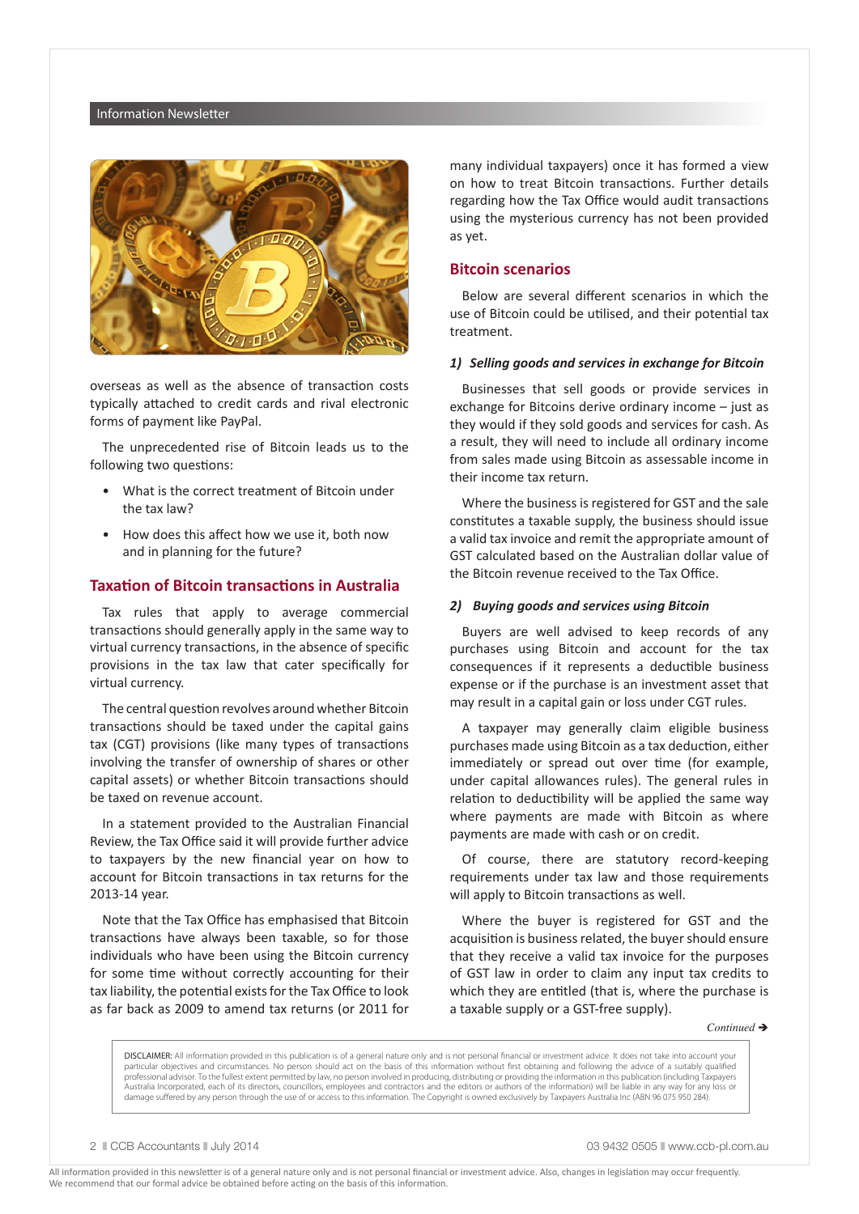overseas as well as the absence of transaction costs typically attached to credit cards and rival electronic forms of payment like PayPal.

The unprecedented rise of Bitcoin leads us to the following two questions:

- What is the correct treatment of Bitcoin under the tax law?
- How does this affect how we use it, both now and in planning for the future?

## Taxation of Bitcoin transactions in Australia

Tax rules that apply to average commercial transactions should generally apply in the same way to virtual currency transactions, in the absence of specific provisions in the tax law that cater specifically for virtual currency.

The central question revolves around whether Bitcoin transactions should be taxed under the capital gains tax (CGT) provisions (like many types of transactions involving the transfer of ownership of shares or other capital assets) or whether Bitcoin transactions should be taxed on revenue account.

In a statement provided to the Australian Financial Review, the Tax Office said it will provide further advice to taxpayers by the new financial year on how to account for Bitcoin transactions in tax returns for the 2013-14 year.

Note that the Tax Office has emphasised that Bitcoin transactions have always been taxable, so for those individuals who have been using the Bitcoin currency for some time without correctly accounting for their tax liability, the potential exists for the Tax Office to look as far back as 2009 to amend tax returns (or 2011 for many individual taxpayers) once it has formed a view on how to treat Bitcoin transactions. Further details regarding how the Tax Office would audit transactions using the mysterious currency has not been provided as yet.

## Bitcoin scenarios

Below are several different scenarios in which the use of Bitcoin could be utilised, and their potential tax treatment.

### *1) Selling goods and services in exchange for Bitcoin*

Businesses that sell goods or provide services in exchange for Bitcoins derive ordinary income – just as they would if they sold goods and services for cash. As a result, they will need to include all ordinary income from sales made using Bitcoin as assessable income in their income tax return.

Where the business is registered for GST and the sale constitutes a taxable supply, the business should issue a valid tax invoice and remit the appropriate amount of GST calculated based on the Australian dollar value of the Bitcoin revenue received to the Tax Office.

### *2) Buying goods and services using Bitcoin*

Buyers are well advised to keep records of any purchases using Bitcoin and account for the tax consequences if it represents a deductible business expense or if the purchase is an investment asset that may result in a capital gain or loss under CGT rules.

A taxpayer may generally claim eligible business purchases made using Bitcoin as a tax deduction, either immediately or spread out over time (for example, under capital allowances rules). The general rules in relation to deductibility will be applied the same way where payments are made with Bitcoin as where payments are made with cash or on credit.

Of course, there are statutory record-keeping requirements under tax law and those requirements will apply to Bitcoin transactions as well.

Where the buyer is registered for GST and the acquisition is business related, the buyer should ensure that they receive a valid tax invoice for the purposes of GST law in order to claim any input tax credits to which they are entitled (that is, where the purchase is a taxable supply or a GST-free supply).

*Continued* ➔

DISCLAIMER: All information provided in this publication is of a general nature only and is not personal financial or investment advice. It does not take into account your particular objectives and circumstances. No person should act on the basis of this information without first obtaining and following the advice of a suitably qualified professional advisor. To the fullest extent permitted by law, no person involved in producing, distributing or providing the information in this publication (including Taxpayers Australia Incorporated, each of its directors, councillors, employees and contractors and the editors or authors of the information) will be liable in any way for any loss or damage suffered by any person through the use of or access to this information. The Copyright is owned exclusively by Taxpayers Australia Inc (ABN 96 075 950 284).

All information provided in this newsletter is of a general nature only and is not personal financial or investment advice. Also, changes in legislation may occur frequently. We recommend that our formal advice be obtained before acting on the basis of this information.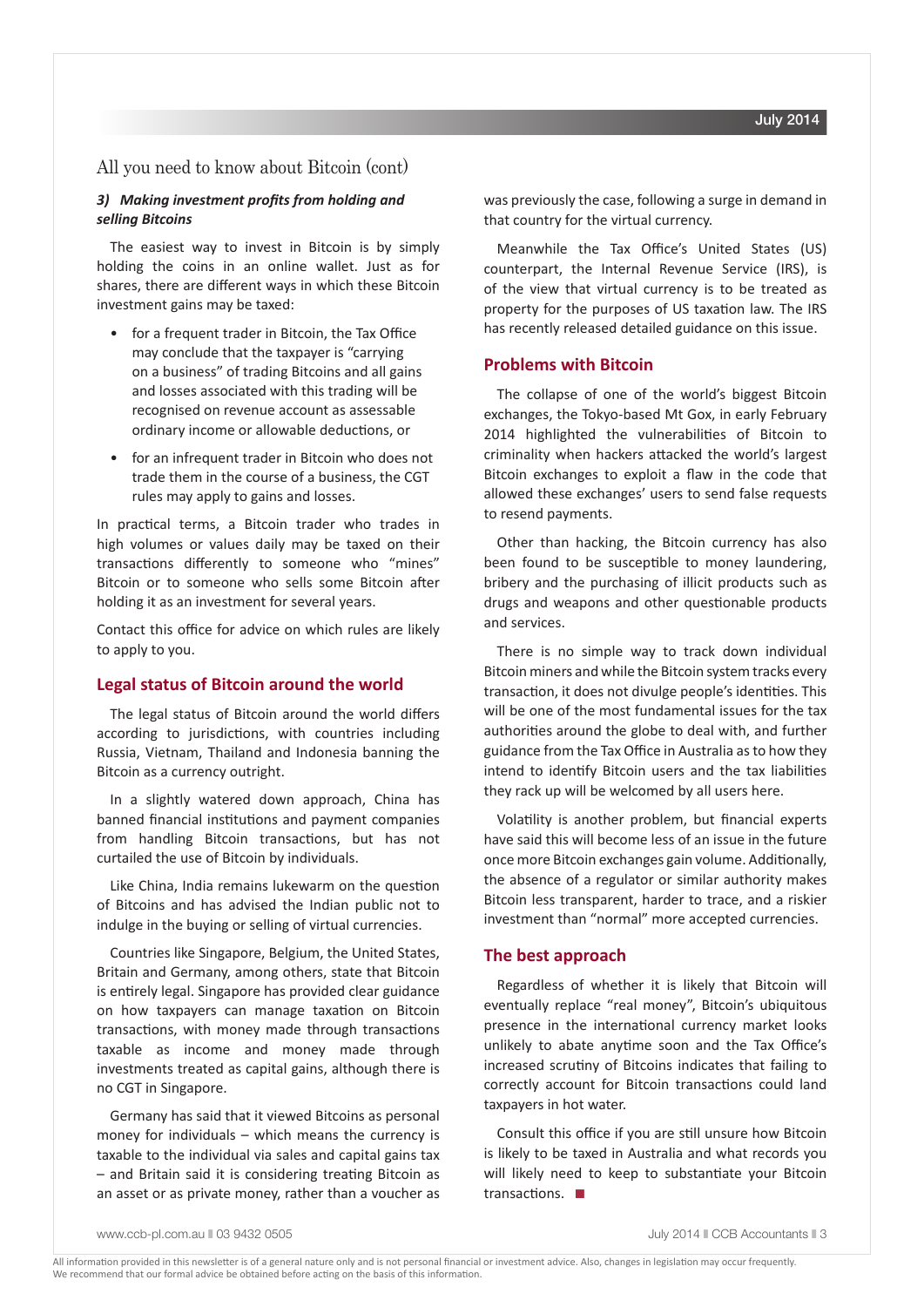## All you need to know about Bitcoin (cont)

***3) Making investment profits from holding and selling Bitcoins***

The easiest way to invest in Bitcoin is by simply holding the coins in an online wallet. Just as for shares, there are different ways in which these Bitcoin investment gains may be taxed:

- for a frequent trader in Bitcoin, the Tax Office may conclude that the taxpayer is "carrying on a business" of trading Bitcoins and all gains and losses associated with this trading will be recognised on revenue account as assessable ordinary income or allowable deductions, or
- for an infrequent trader in Bitcoin who does not trade them in the course of a business, the CGT rules may apply to gains and losses.

In practical terms, a Bitcoin trader who trades in high volumes or values daily may be taxed on their transactions differently to someone who "mines" Bitcoin or to someone who sells some Bitcoin after holding it as an investment for several years.

Contact this office for advice on which rules are likely to apply to you.

### Legal status of Bitcoin around the world

The legal status of Bitcoin around the world differs according to jurisdictions, with countries including Russia, Vietnam, Thailand and Indonesia banning the Bitcoin as a currency outright.

In a slightly watered down approach, China has banned financial institutions and payment companies from handling Bitcoin transactions, but has not curtailed the use of Bitcoin by individuals.

Like China, India remains lukewarm on the question of Bitcoins and has advised the Indian public not to indulge in the buying or selling of virtual currencies.

Countries like Singapore, Belgium, the United States, Britain and Germany, among others, state that Bitcoin is entirely legal. Singapore has provided clear guidance on how taxpayers can manage taxation on Bitcoin transactions, with money made through transactions taxable as income and money made through investments treated as capital gains, although there is no CGT in Singapore.

Germany has said that it viewed Bitcoins as personal money for individuals – which means the currency is taxable to the individual via sales and capital gains tax – and Britain said it is considering treating Bitcoin as an asset or as private money, rather than a voucher as was previously the case, following a surge in demand in that country for the virtual currency.

Meanwhile the Tax Office's United States (US) counterpart, the Internal Revenue Service (IRS), is of the view that virtual currency is to be treated as property for the purposes of US taxation law. The IRS has recently released detailed guidance on this issue.

### Problems with Bitcoin

The collapse of one of the world's biggest Bitcoin exchanges, the Tokyo-based Mt Gox, in early February 2014 highlighted the vulnerabilities of Bitcoin to criminality when hackers attacked the world's largest Bitcoin exchanges to exploit a flaw in the code that allowed these exchanges' users to send false requests to resend payments.

Other than hacking, the Bitcoin currency has also been found to be susceptible to money laundering, bribery and the purchasing of illicit products such as drugs and weapons and other questionable products and services.

There is no simple way to track down individual Bitcoin miners and while the Bitcoin system tracks every transaction, it does not divulge people's identities. This will be one of the most fundamental issues for the tax authorities around the globe to deal with, and further guidance from the Tax Office in Australia as to how they intend to identify Bitcoin users and the tax liabilities they rack up will be welcomed by all users here.

Volatility is another problem, but financial experts have said this will become less of an issue in the future once more Bitcoin exchanges gain volume. Additionally, the absence of a regulator or similar authority makes Bitcoin less transparent, harder to trace, and a riskier investment than "normal" more accepted currencies.

### The best approach

Regardless of whether it is likely that Bitcoin will eventually replace "real money", Bitcoin's ubiquitous presence in the international currency market looks unlikely to abate anytime soon and the Tax Office's increased scrutiny of Bitcoins indicates that failing to correctly account for Bitcoin transactions could land taxpayers in hot water.

Consult this office if you are still unsure how Bitcoin is likely to be taxed in Australia and what records you will likely need to keep to substantiate your Bitcoin transactions. ■

All information provided in this newsletter is of a general nature only and is not personal financial or investment advice. Also, changes in legislation may occur frequently. We recommend that our formal advice be obtained before acting on the basis of this information.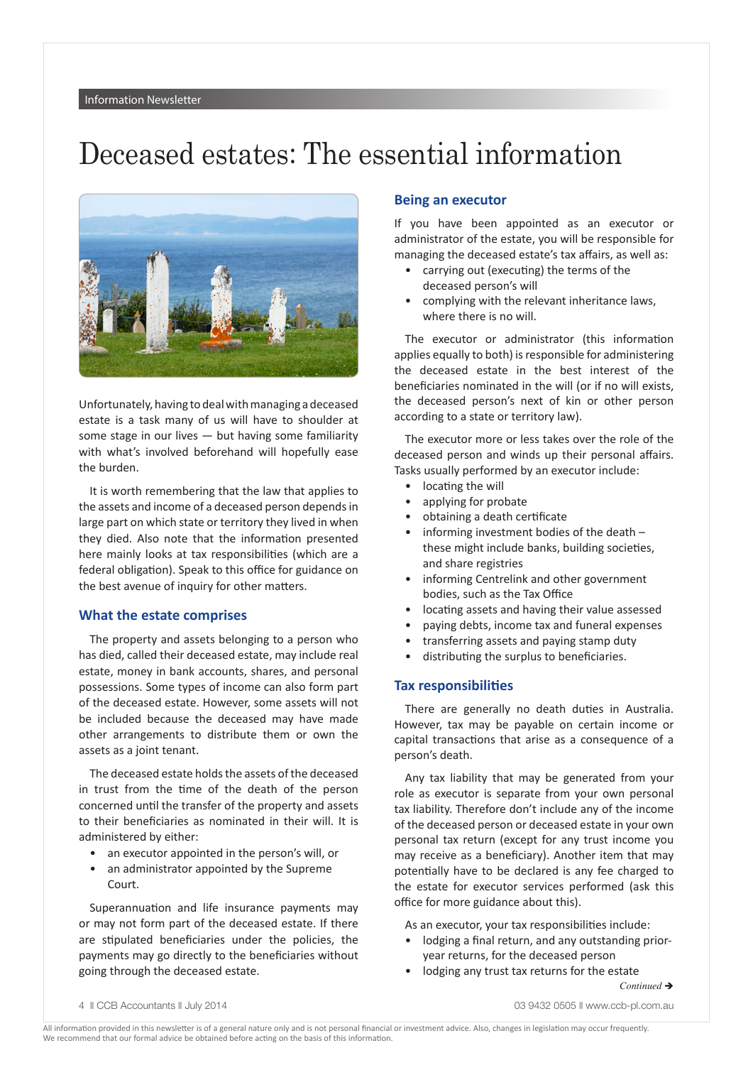# Deceased estates: The essential information

Unfortunately, having to deal with managing a deceased estate is a task many of us will have to shoulder at some stage in our lives — but having some familiarity with what's involved beforehand will hopefully ease the burden.

It is worth remembering that the law that applies to the assets and income of a deceased person depends in large part on which state or territory they lived in when they died. Also note that the information presented here mainly looks at tax responsibilities (which are a federal obligation). Speak to this office for guidance on the best avenue of inquiry for other matters.

## What the estate comprises

The property and assets belonging to a person who has died, called their deceased estate, may include real estate, money in bank accounts, shares, and personal possessions. Some types of income can also form part of the deceased estate. However, some assets will not be included because the deceased may have made other arrangements to distribute them or own the assets as a joint tenant.

The deceased estate holds the assets of the deceased in trust from the time of the death of the person concerned until the transfer of the property and assets to their beneficiaries as nominated in their will. It is administered by either:

- an executor appointed in the person's will, or
- an administrator appointed by the Supreme Court.

Superannuation and life insurance payments may or may not form part of the deceased estate. If there are stipulated beneficiaries under the policies, the payments may go directly to the beneficiaries without going through the deceased estate.

## Being an executor

If you have been appointed as an executor or administrator of the estate, you will be responsible for managing the deceased estate's tax affairs, as well as:

- carrying out (executing) the terms of the deceased person's will
- complying with the relevant inheritance laws, where there is no will.

The executor or administrator (this information applies equally to both) is responsible for administering the deceased estate in the best interest of the beneficiaries nominated in the will (or if no will exists, the deceased person's next of kin or other person according to a state or territory law).

The executor more or less takes over the role of the deceased person and winds up their personal affairs. Tasks usually performed by an executor include:

- locating the will
- applying for probate
- obtaining a death certificate
- informing investment bodies of the death – these might include banks, building societies, and share registries
- informing Centrelink and other government bodies, such as the Tax Office
- locating assets and having their value assessed
- paying debts, income tax and funeral expenses
- transferring assets and paying stamp duty
- distributing the surplus to beneficiaries.

## Tax responsibilities

There are generally no death duties in Australia. However, tax may be payable on certain income or capital transactions that arise as a consequence of a person's death.

Any tax liability that may be generated from your role as executor is separate from your own personal tax liability. Therefore don't include any of the income of the deceased person or deceased estate in your own personal tax return (except for any trust income you may receive as a beneficiary). Another item that may potentially have to be declared is any fee charged to the estate for executor services performed (ask this office for more guidance about this).

As an executor, your tax responsibilities include:

- lodging a final return, and any outstanding prior-year returns, for the deceased person
- lodging any trust tax returns for the estate

*Continued →*

All information provided in this newsletter is of a general nature only and is not personal financial or investment advice. Also, changes in legislation may occur frequently. We recommend that our formal advice be obtained before acting on the basis of this information.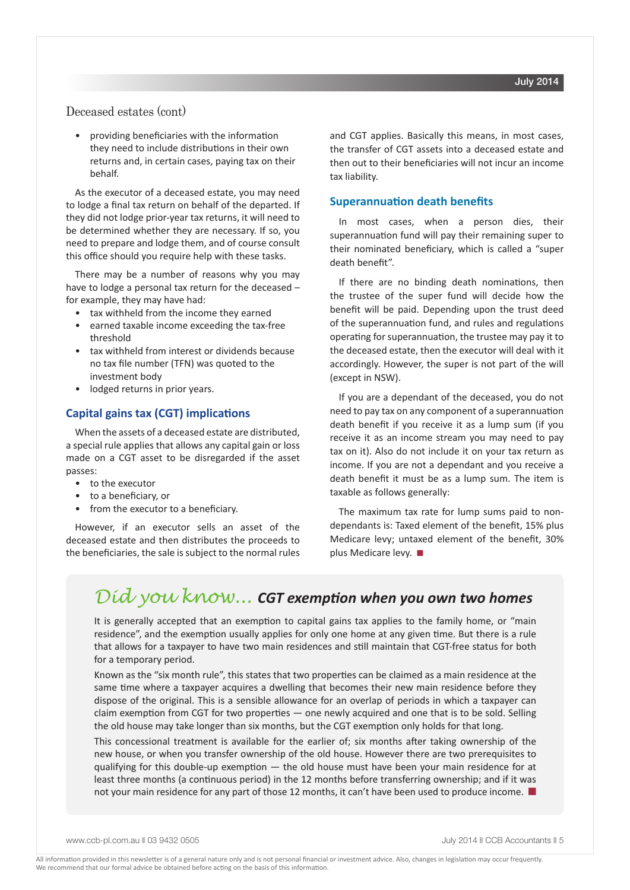Deceased estates (cont)

- providing beneficiaries with the information they need to include distributions in their own returns and, in certain cases, paying tax on their behalf.

As the executor of a deceased estate, you may need to lodge a final tax return on behalf of the departed. If they did not lodge prior-year tax returns, it will need to be determined whether they are necessary. If so, you need to prepare and lodge them, and of course consult this office should you require help with these tasks.

There may be a number of reasons why you may have to lodge a personal tax return for the deceased – for example, they may have had:

- tax withheld from the income they earned
- earned taxable income exceeding the tax-free threshold
- tax withheld from interest or dividends because no tax file number (TFN) was quoted to the investment body
- lodged returns in prior years.

## Capital gains tax (CGT) implications

When the assets of a deceased estate are distributed, a special rule applies that allows any capital gain or loss made on a CGT asset to be disregarded if the asset passes:

- to the executor
- to a beneficiary, or
- from the executor to a beneficiary.

However, if an executor sells an asset of the deceased estate and then distributes the proceeds to the beneficiaries, the sale is subject to the normal rules and CGT applies. Basically this means, in most cases, the transfer of CGT assets into a deceased estate and then out to their beneficiaries will not incur an income tax liability.

## Superannuation death benefits

In most cases, when a person dies, their superannuation fund will pay their remaining super to their nominated beneficiary, which is called a "super death benefit".

If there are no binding death nominations, then the trustee of the super fund will decide how the benefit will be paid. Depending upon the trust deed of the superannuation fund, and rules and regulations operating for superannuation, the trustee may pay it to the deceased estate, then the executor will deal with it accordingly. However, the super is not part of the will (except in NSW).

If you are a dependant of the deceased, you do not need to pay tax on any component of a superannuation death benefit if you receive it as a lump sum (if you receive it as an income stream you may need to pay tax on it). Also do not include it on your tax return as income. If you are not a dependant and you receive a death benefit it must be as a lump sum. The item is taxable as follows generally:

The maximum tax rate for lump sums paid to non-dependants is: Taxed element of the benefit, 15% plus Medicare levy; untaxed element of the benefit, 30% plus Medicare levy. ■

## *Did you know...* CGT exemption when you own two homes

It is generally accepted that an exemption to capital gains tax applies to the family home, or "main residence", and the exemption usually applies for only one home at any given time. But there is a rule that allows for a taxpayer to have two main residences and still maintain that CGT-free status for both for a temporary period.

Known as the "six month rule", this states that two properties can be claimed as a main residence at the same time where a taxpayer acquires a dwelling that becomes their new main residence before they dispose of the original. This is a sensible allowance for an overlap of periods in which a taxpayer can claim exemption from CGT for two properties — one newly acquired and one that is to be sold. Selling the old house may take longer than six months, but the CGT exemption only holds for that long.

This concessional treatment is available for the earlier of; six months after taking ownership of the new house, or when you transfer ownership of the old house. However there are two prerequisites to qualifying for this double-up exemption — the old house must have been your main residence for at least three months (a continuous period) in the 12 months before transferring ownership; and if it was not your main residence for any part of those 12 months, it can't have been used to produce income. ■

All information provided in this newsletter is of a general nature only and is not personal financial or investment advice. Also, changes in legislation may occur frequently. We recommend that our formal advice be obtained before acting on the basis of this information.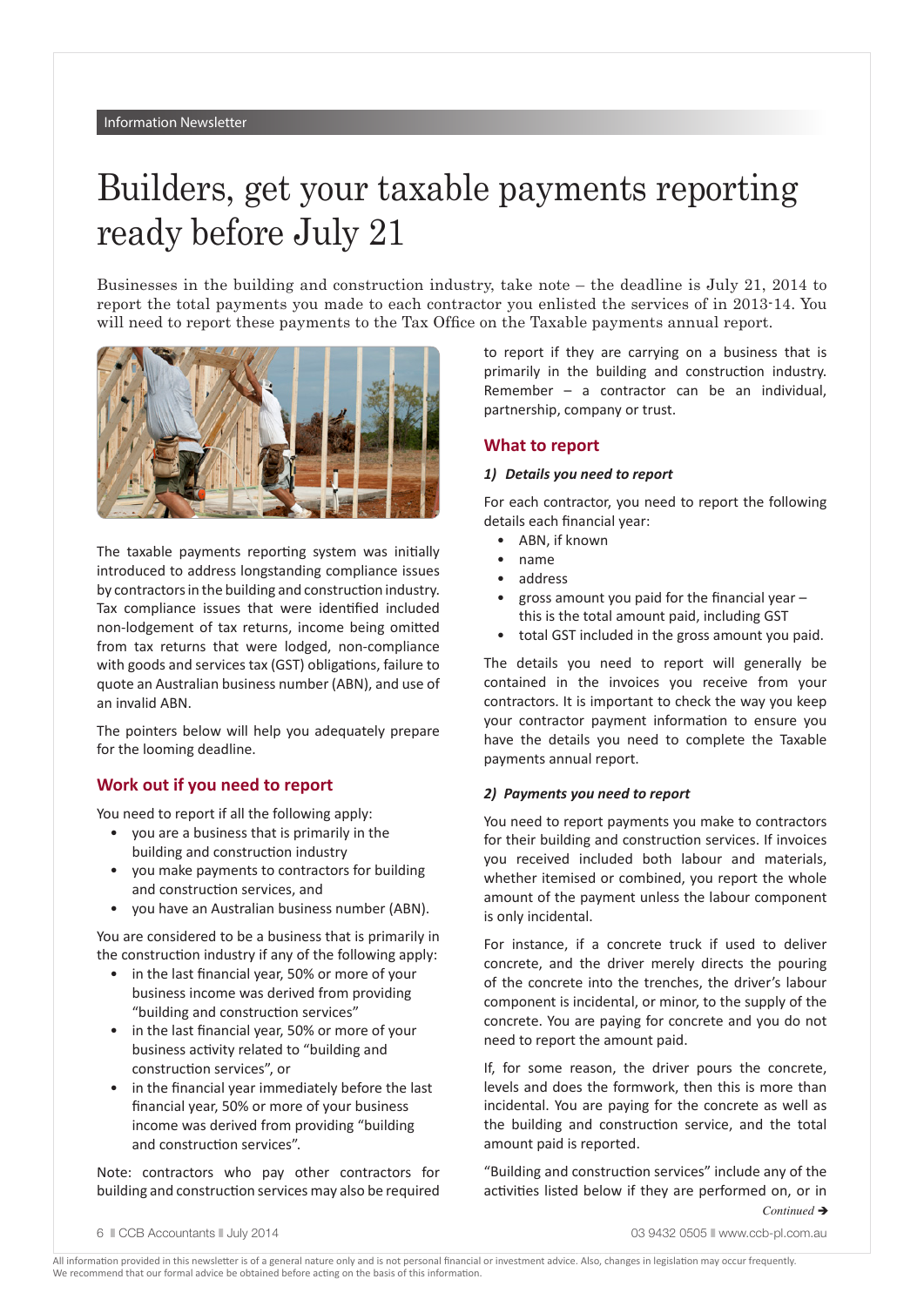Information Newsletter

# Builders, get your taxable payments reporting ready before July 21

Businesses in the building and construction industry, take note – the deadline is July 21, 2014 to report the total payments you made to each contractor you enlisted the services of in 2013-14. You will need to report these payments to the Tax Office on the Taxable payments annual report.

The taxable payments reporting system was initially introduced to address longstanding compliance issues by contractors in the building and construction industry. Tax compliance issues that were identified included non-lodgement of tax returns, income being omitted from tax returns that were lodged, non-compliance with goods and services tax (GST) obligations, failure to quote an Australian business number (ABN), and use of an invalid ABN.

The pointers below will help you adequately prepare for the looming deadline.

## Work out if you need to report

You need to report if all the following apply:

- you are a business that is primarily in the building and construction industry
- you make payments to contractors for building and construction services, and
- you have an Australian business number (ABN).

You are considered to be a business that is primarily in the construction industry if any of the following apply:

- in the last financial year, 50% or more of your business income was derived from providing "building and construction services"
- in the last financial year, 50% or more of your business activity related to "building and construction services", or
- in the financial year immediately before the last financial year, 50% or more of your business income was derived from providing "building and construction services".

Note: contractors who pay other contractors for building and construction services may also be required to report if they are carrying on a business that is primarily in the building and construction industry. Remember – a contractor can be an individual, partnership, company or trust.

## What to report

### *1) Details you need to report*

For each contractor, you need to report the following details each financial year:

- ABN, if known
- name
- address
- gross amount you paid for the financial year – this is the total amount paid, including GST
- total GST included in the gross amount you paid.

The details you need to report will generally be contained in the invoices you receive from your contractors. It is important to check the way you keep your contractor payment information to ensure you have the details you need to complete the Taxable payments annual report.

### *2) Payments you need to report*

You need to report payments you make to contractors for their building and construction services. If invoices you received included both labour and materials, whether itemised or combined, you report the whole amount of the payment unless the labour component is only incidental.

For instance, if a concrete truck if used to deliver concrete, and the driver merely directs the pouring of the concrete into the trenches, the driver's labour component is incidental, or minor, to the supply of the concrete. You are paying for concrete and you do not need to report the amount paid.

If, for some reason, the driver pours the concrete, levels and does the formwork, then this is more than incidental. You are paying for the concrete as well as the building and construction service, and the total amount paid is reported.

"Building and construction services" include any of the activities listed below if they are performed on, or in

*Continued* ➔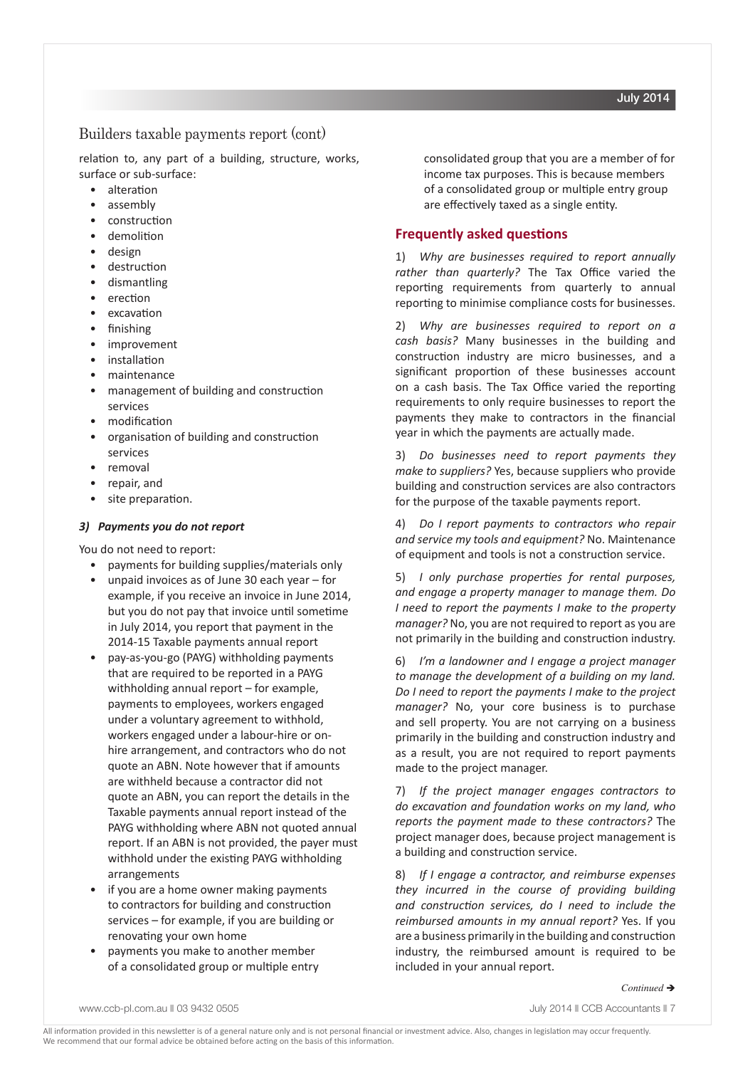## Builders taxable payments report (cont)

relation to, any part of a building, structure, works, surface or sub-surface:

- alteration
- assembly
- construction
- demolition
- design
- destruction
- dismantling
- erection
- excavation
- finishing
- improvement
- installation
- maintenance
- management of building and construction services
- modification
- organisation of building and construction services
- removal
- repair, and
- site preparation.

***3) Payments you do not report***

You do not need to report:

- payments for building supplies/materials only
- unpaid invoices as of June 30 each year – for example, if you receive an invoice in June 2014, but you do not pay that invoice until sometime in July 2014, you report that payment in the 2014-15 Taxable payments annual report
- pay-as-you-go (PAYG) withholding payments that are required to be reported in a PAYG withholding annual report – for example, payments to employees, workers engaged under a voluntary agreement to withhold, workers engaged under a labour-hire or on-hire arrangement, and contractors who do not quote an ABN. Note however that if amounts are withheld because a contractor did not quote an ABN, you can report the details in the Taxable payments annual report instead of the PAYG withholding where ABN not quoted annual report. If an ABN is not provided, the payer must withhold under the existing PAYG withholding arrangements
- if you are a home owner making payments to contractors for building and construction services – for example, if you are building or renovating your own home
- payments you make to another member of a consolidated group or multiple entry consolidated group that you are a member of for income tax purposes. This is because members of a consolidated group or multiple entry group are effectively taxed as a single entity.

## Frequently asked questions

1) *Why are businesses required to report annually rather than quarterly?* The Tax Office varied the reporting requirements from quarterly to annual reporting to minimise compliance costs for businesses.

2) *Why are businesses required to report on a cash basis?* Many businesses in the building and construction industry are micro businesses, and a significant proportion of these businesses account on a cash basis. The Tax Office varied the reporting requirements to only require businesses to report the payments they make to contractors in the financial year in which the payments are actually made.

3) *Do businesses need to report payments they make to suppliers?* Yes, because suppliers who provide building and construction services are also contractors for the purpose of the taxable payments report.

4) *Do I report payments to contractors who repair and service my tools and equipment?* No. Maintenance of equipment and tools is not a construction service.

5) *I only purchase properties for rental purposes, and engage a property manager to manage them. Do I need to report the payments I make to the property manager?* No, you are not required to report as you are not primarily in the building and construction industry.

6) *I'm a landowner and I engage a project manager to manage the development of a building on my land. Do I need to report the payments I make to the project manager?* No, your core business is to purchase and sell property. You are not carrying on a business primarily in the building and construction industry and as a result, you are not required to report payments made to the project manager.

7) *If the project manager engages contractors to do excavation and foundation works on my land, who reports the payment made to these contractors?* The project manager does, because project management is a building and construction service.

8) *If I engage a contractor, and reimburse expenses they incurred in the course of providing building and construction services, do I need to include the reimbursed amounts in my annual report?* Yes. If you are a business primarily in the building and construction industry, the reimbursed amount is required to be included in your annual report.

*Continued* ➔

All information provided in this newsletter is of a general nature only and is not personal financial or investment advice. Also, changes in legislation may occur frequently. We recommend that our formal advice be obtained before acting on the basis of this information.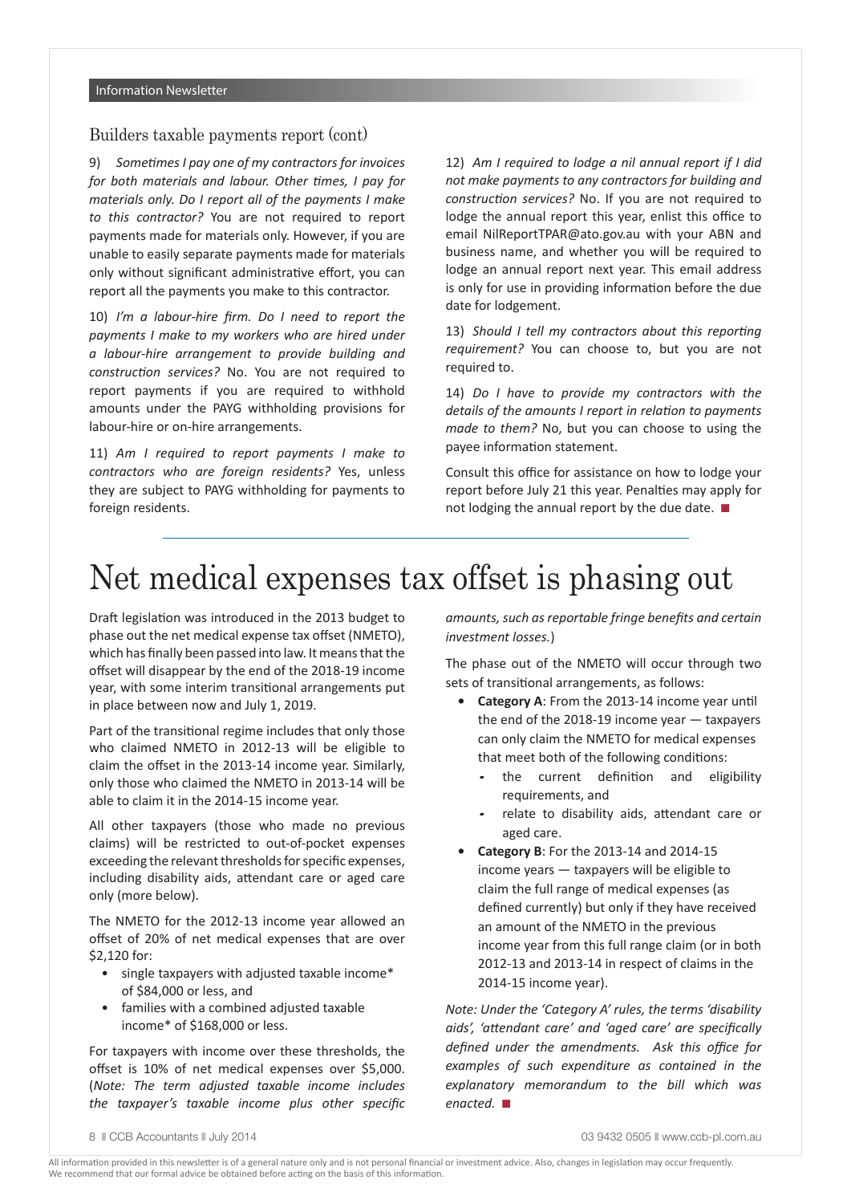## Builders taxable payments report (cont)

9) *Sometimes I pay one of my contractors for invoices for both materials and labour. Other times, I pay for materials only. Do I report all of the payments I make to this contractor?* You are not required to report payments made for materials only. However, if you are unable to easily separate payments made for materials only without significant administrative effort, you can report all the payments you make to this contractor.

10) *I'm a labour-hire firm. Do I need to report the payments I make to my workers who are hired under a labour-hire arrangement to provide building and construction services?* No. You are not required to report payments if you are required to withhold amounts under the PAYG withholding provisions for labour-hire or on-hire arrangements.

11) *Am I required to report payments I make to contractors who are foreign residents?* Yes, unless they are subject to PAYG withholding for payments to foreign residents.

12) *Am I required to lodge a nil annual report if I did not make payments to any contractors for building and construction services?* No. If you are not required to lodge the annual report this year, enlist this office to email NilReportTPAR@ato.gov.au with your ABN and business name, and whether you will be required to lodge an annual report next year. This email address is only for use in providing information before the due date for lodgement.

13) *Should I tell my contractors about this reporting requirement?* You can choose to, but you are not required to.

14) *Do I have to provide my contractors with the details of the amounts I report in relation to payments made to them?* No, but you can choose to using the payee information statement.

Consult this office for assistance on how to lodge your report before July 21 this year. Penalties may apply for not lodging the annual report by the due date. ■

# Net medical expenses tax offset is phasing out

Draft legislation was introduced in the 2013 budget to phase out the net medical expense tax offset (NMETO), which has finally been passed into law. It means that the offset will disappear by the end of the 2018-19 income year, with some interim transitional arrangements put in place between now and July 1, 2019.

Part of the transitional regime includes that only those who claimed NMETO in 2012-13 will be eligible to claim the offset in the 2013-14 income year. Similarly, only those who claimed the NMETO in 2013-14 will be able to claim it in the 2014-15 income year.

All other taxpayers (those who made no previous claims) will be restricted to out-of-pocket expenses exceeding the relevant thresholds for specific expenses, including disability aids, attendant care or aged care only (more below).

The NMETO for the 2012-13 income year allowed an offset of 20% of net medical expenses that are over $2,120 for:

- single taxpayers with adjusted taxable income* of $84,000 or less, and
- families with a combined adjusted taxable income* of $168,000 or less.

For taxpayers with income over these thresholds, the offset is 10% of net medical expenses over $5,000. (*Note: The term adjusted taxable income includes the taxpayer's taxable income plus other specific amounts, such as reportable fringe benefits and certain investment losses.*)

The phase out of the NMETO will occur through two sets of transitional arrangements, as follows:

- **Category A**: From the 2013-14 income year until the end of the 2018-19 income year — taxpayers can only claim the NMETO for medical expenses that meet both of the following conditions:
  - the current definition and eligibility requirements, and
  - relate to disability aids, attendant care or aged care.
- **Category B**: For the 2013-14 and 2014-15 income years — taxpayers will be eligible to claim the full range of medical expenses (as defined currently) but only if they have received an amount of the NMETO in the previous income year from this full range claim (or in both 2012-13 and 2013-14 in respect of claims in the 2014-15 income year).

*Note: Under the 'Category A' rules, the terms 'disability aids', 'attendant care' and 'aged care' are specifically defined under the amendments. Ask this office for examples of such expenditure as contained in the explanatory memorandum to the bill which was enacted.* ■

All information provided in this newsletter is of a general nature only and is not personal financial or investment advice. Also, changes in legislation may occur frequently. We recommend that our formal advice be obtained before acting on the basis of this information.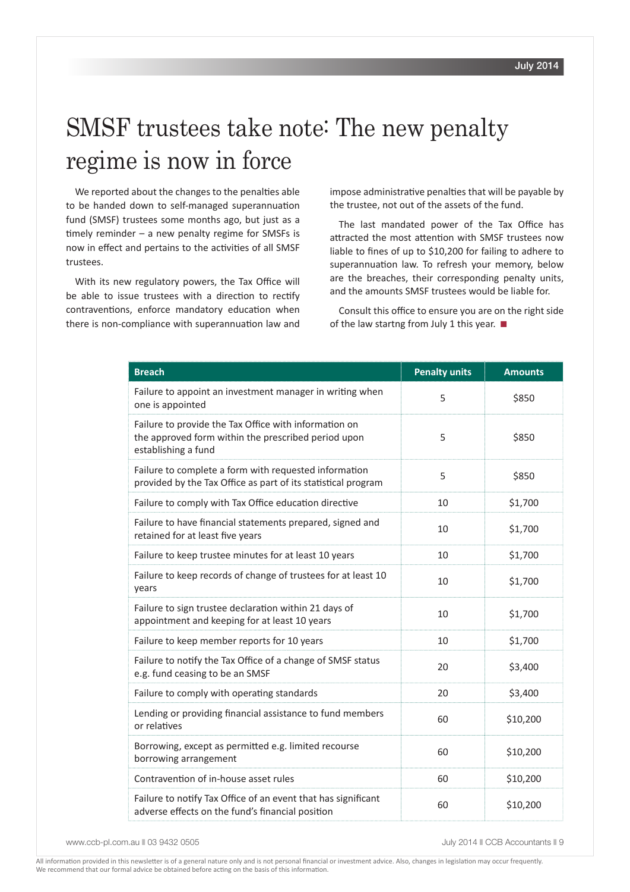# SMSF trustees take note: The new penalty regime is now in force

We reported about the changes to the penalties able to be handed down to self-managed superannuation fund (SMSF) trustees some months ago, but just as a timely reminder – a new penalty regime for SMSFs is now in effect and pertains to the activities of all SMSF trustees.

With its new regulatory powers, the Tax Office will be able to issue trustees with a direction to rectify contraventions, enforce mandatory education when there is non-compliance with superannuation law and impose administrative penalties that will be payable by the trustee, not out of the assets of the fund.

The last mandated power of the Tax Office has attracted the most attention with SMSF trustees now liable to fines of up to $10,200 for failing to adhere to superannuation law. To refresh your memory, below are the breaches, their corresponding penalty units, and the amounts SMSF trustees would be liable for.

Consult this office to ensure you are on the right side of the law startng from July 1 this year. ■

| Breach | Penalty units | Amounts |
|---|---|---|
| Failure to appoint an investment manager in writing when one is appointed | 5 | $850 |
| Failure to provide the Tax Office with information on the approved form within the prescribed period upon establishing a fund | 5 | $850 |
| Failure to complete a form with requested information provided by the Tax Office as part of its statistical program | 5 | $850 |
| Failure to comply with Tax Office education directive | 10 | $1,700 |
| Failure to have financial statements prepared, signed and retained for at least five years | 10 | $1,700 |
| Failure to keep trustee minutes for at least 10 years | 10 | $1,700 |
| Failure to keep records of change of trustees for at least 10 years | 10 | $1,700 |
| Failure to sign trustee declaration within 21 days of appointment and keeping for at least 10 years | 10 | $1,700 |
| Failure to keep member reports for 10 years | 10 | $1,700 |
| Failure to notify the Tax Office of a change of SMSF status e.g. fund ceasing to be an SMSF | 20 | $3,400 |
| Failure to comply with operating standards | 20 | $3,400 |
| Lending or providing financial assistance to fund members or relatives | 60 | $10,200 |
| Borrowing, except as permitted e.g. limited recourse borrowing arrangement | 60 | $10,200 |
| Contravention of in-house asset rules | 60 | $10,200 |
| Failure to notify Tax Office of an event that has significant adverse effects on the fund's financial position | 60 | $10,200 |

All information provided in this newsletter is of a general nature only and is not personal financial or investment advice. Also, changes in legislation may occur frequently. We recommend that our formal advice be obtained before acting on the basis of this information.